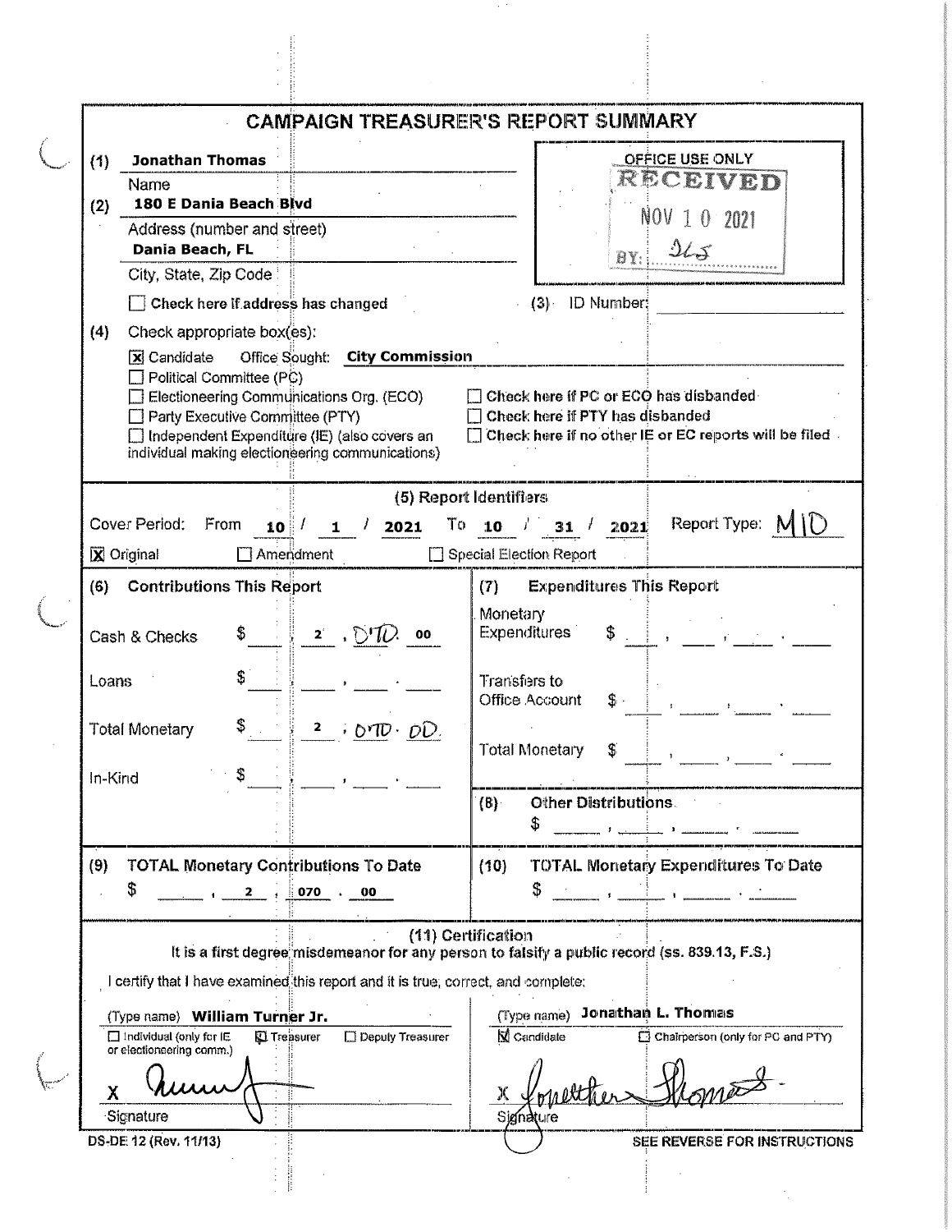# CAMPAIGN TREASURER'S REPORT SUMMARY

(1) **Jonathan Thomas**
Name

(2) **180 E Dania Beach Blvd**
Address (number and street)
**Dania Beach, FL**
City, State, Zip Code

OFFICE USE ONLY
RECEIVED
NOV 10 2021
BY: JLS

☐ Check here if address has changed

(3) ID Number: 

(4) Check appropriate box(es):

- ☒ Candidate Office Sought: **City Commission**
- ☐ Political Committee (PC)
- ☐ Electioneering Communications Org. (ECO)
- ☐ Party Executive Committee (PTY)
- ☐ Independent Expenditure (IE) (also covers an individual making electioneering communications)

- ☐ Check here if PC or ECO has disbanded
- ☐ Check here if PTY has disbanded
- ☐ Check here if no other IE or EC reports will be filed

## (5) Report Identifiers

Cover Period: From **10 / 1 / 2021** To **10 / 31 / 2021** Report Type: MID

☒ Original ☐ Amendment ☐ Special Election Report

| (6) Contributions This Report | | (7) Expenditures This Report | |
|---|---|---|---|
| Cash & Checks | $ 2,070.00 | Monetary Expenditures | $ |
| Loans | $ | Transfers to Office Account | $ |
| Total Monetary | $ 2,070.00 | Total Monetary | $ |
| In-Kind | $ | (8) Other Distributions | $ |

| (9) TOTAL Monetary Contributions To Date | (10) TOTAL Monetary Expenditures To Date |
|---|---|
| $ 2,070.00 | $ |

## (11) Certification

**It is a first degree misdemeanor for any person to falsify a public record (ss. 839.13, F.S.)**

I certify that I have examined this report and it is true, correct, and complete:

(Type name) **William Turner Jr.**
☐ Individual (only for IE or electioneering comm.) ☒ Treasurer ☐ Deputy Treasurer

X [signature]
Signature

(Type name) **Jonathan L. Thomas**
☒ Candidate ☐ Chairperson (only for PC and PTY)

X [signature]
Signature

DS-DE 12 (Rev. 11/13)

SEE REVERSE FOR INSTRUCTIONS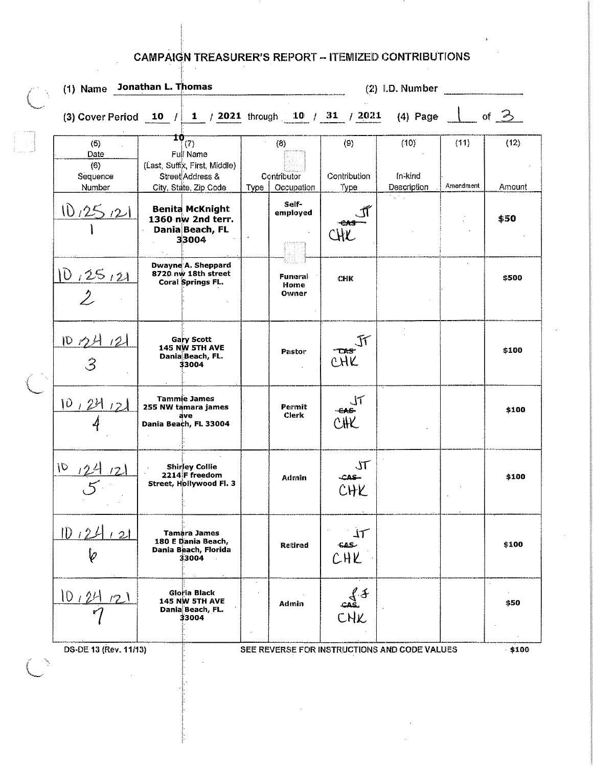# CAMPAIGN TREASURER'S REPORT – ITEMIZED CONTRIBUTIONS

(1) Name **Jonathan L. Thomas** (2) I.D. Number ______

(3) Cover Period **10 / 1 / 2021** through **10 / 31 / 2021** (4) Page 1 of 3

| (5) Date (6) Sequence Number | (7) Full Name (Last, Suffix, First, Middle) Street Address & City, State, Zip Code | (8) Contributor Type | Occupation | (9) Contribution Type | (10) In-kind Description | (11) Amendment | (12) Amount |
|---|---|---|---|---|---|---|---|
| 10/25/21 1 | **Benita McKnight 1360 nw 2nd terr. Dania Beach, FL 33004** | | Self-employed | ~~CAS~~ JT CHK | | | $50 |
| 10/25/21 2 | Dwayne A. Sheppard 8720 nw 18th street Coral Springs FL. | | Funeral Home Owner | CHK | | | $500 |
| 10/24/21 3 | Gary Scott 145 NW 5TH AVE Dania Beach, FL. 33004 | | Pastor | ~~CAS~~ JT CHK | | | $100 |
| 10/24/21 4 | Tammie James 255 NW tamara james ave Dania Beach, FL 33004 | | Permit Clerk | ~~CAS~~ JT CHK | | | $100 |
| 10/24/21 5 | Shirley Collie 2214 F freedom Street, Hollywood Fl. 3 | | Admin | ~~CAS~~ JT CHK | | | $100 |
| 10/24/21 6 | Tamara James 180 E Dania Beach, Dania Beach, Florida 33004 | | Retired | ~~CAS~~ JT CHK | | | $100 |
| 10/24/21 7 | Gloria Black 145 NW 5TH AVE Dania Beach, FL. 33004 | | Admin | ~~CAS~~ JJ CHK | | | $50 |

DS-DE 13 (Rev. 11/13) SEE REVERSE FOR INSTRUCTIONS AND CODE VALUES $100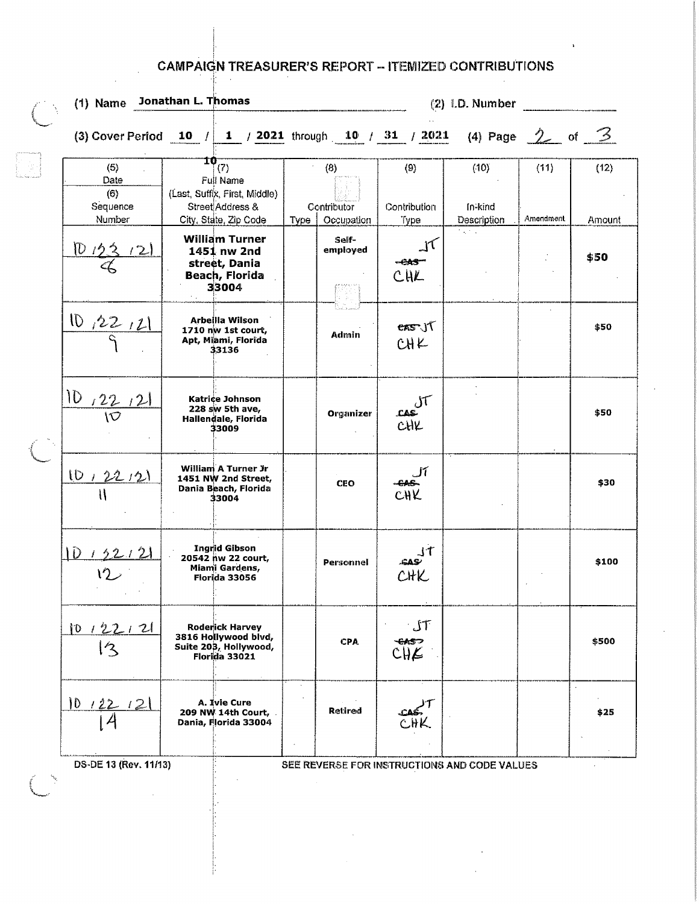# CAMPAIGN TREASURER'S REPORT – ITEMIZED CONTRIBUTIONS

(1) Name Jonathan L. Thomas (2) I.D. Number

(3) Cover Period 10 / 1 / 2021 through 10 / 31 / 2021 (4) Page 2 of 3

| (5) Date (6) Sequence Number | (7) Full Name (Last, Suffix, First, Middle) Street Address & City, State, Zip Code | (8) Contributor Type | Occupation | (9) Contribution Type | (10) In-kind Description | (11) Amendment | (12) Amount |
|---|---|---|---|---|---|---|---|
| 10/23/21 8 | William Turner 1451 nw 2nd street, Dania Beach, Florida 33004 | | Self-employed | ~~CAS~~ JT CHK | | | $50 |
| 10/22/21 9 | Arbeilla Wilson 1710 nw 1st court, Apt, Miami, Florida 33136 | | Admin | ~~CAS~~ JT CHK | | | $50 |
| 10/22/21 10 | Katrice Johnson 228 sw 5th ave, Hallendale, Florida 33009 | | Organizer | ~~CAS~~ JT CHK | | | $50 |
| 10/22/21 11 | William A Turner Jr 1451 NW 2nd Street, Dania Beach, Florida 33004 | | CEO | ~~CAS~~ JT CHK | | | $30 |
| 10/22/21 12 | Ingrid Gibson 20542 nw 22 court, Miami Gardens, Florida 33056 | | Personnel | ~~CAS~~ JT CHK | | | $100 |
| 10/22/21 13 | Roderick Harvey 3816 Hollywood blvd, Suite 203, Hollywood, Florida 33021 | | CPA | ~~CAS~~ JT CHK | | | $500 |
| 10/22/21 14 | A. Ivie Cure 209 NW 14th Court, Dania, Florida 33004 | | Retired | ~~CAS~~ JT CHK | | | $25 |

DS-DE 13 (Rev. 11/13) SEE REVERSE FOR INSTRUCTIONS AND CODE VALUES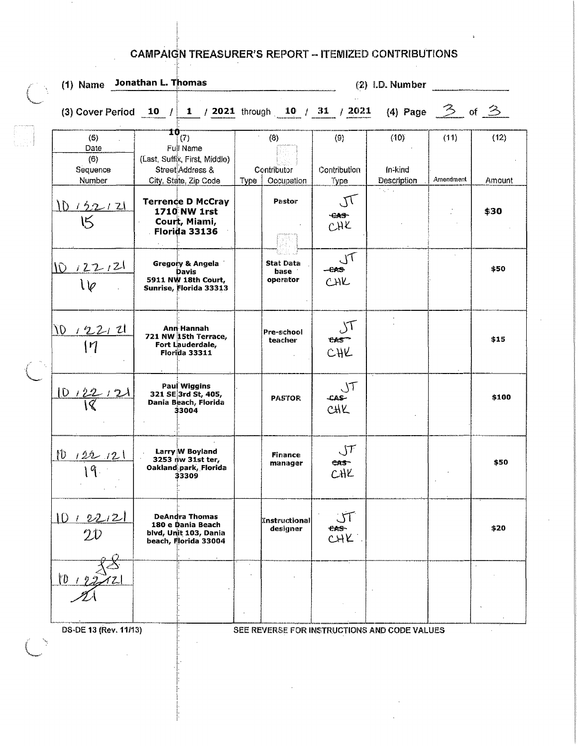# CAMPAIGN TREASURER'S REPORT – ITEMIZED CONTRIBUTIONS

(1) Name Jonathan L. Thomas (2) I.D. Number ______

(3) Cover Period 10 / 1 / 2021 through 10 / 31 / 2021 (4) Page 3 of 3

| (5) Date (6) Sequence Number | (7) Full Name (Last, Suffix, First, Middle) Street Address & City, State, Zip Code | (8) Contributor Type | (8) Contributor Occupation | (9) Contribution Type | (10) In-kind Description | (11) Amendment | (12) Amount |
|---|---|---|---|---|---|---|---|
| 10/22/21 15 | Terrence D McCray 1710 NW 1rst Court, Miami, Florida 33136 | | Pastor | ~~CAS~~ CHK JT | | | $30 |
| 10/22/21 16 | Gregory & Angela Davis 5911 NW 18th Court, Sunrise, Florida 33313 | | Stat Data base operator | ~~CAS~~ CHK JT | | | $50 |
| 10/22/21 17 | Ann Hannah 721 NW 15th Terrace, Fort Lauderdale, Florida 33311 | | Pre-school teacher | ~~CAS~~ CHK JT | | | $15 |
| 10/22/21 18 | Paul Wiggins 321 SE 3rd St, 405, Dania Beach, Florida 33004 | | PASTOR | ~~CAS~~ CHK JT | | | $100 |
| 10/22/21 19 | Larry W Boyland 3253 nw 31st ter, Oakland park, Florida 33309 | | Finance manager | ~~CAS~~ CHK JT | | | $50 |
| 10/22/21 20 | DeAndra Thomas 180 e Dania Beach blvd, Unit 103, Dania beach, Florida 33004 | | Instructional designer | ~~CAS~~ CHK JT | | | $20 |
| ~~10/22/21~~ ~~21~~ | | | | | | | |

DS-DE 13 (Rev. 11/13) SEE REVERSE FOR INSTRUCTIONS AND CODE VALUES